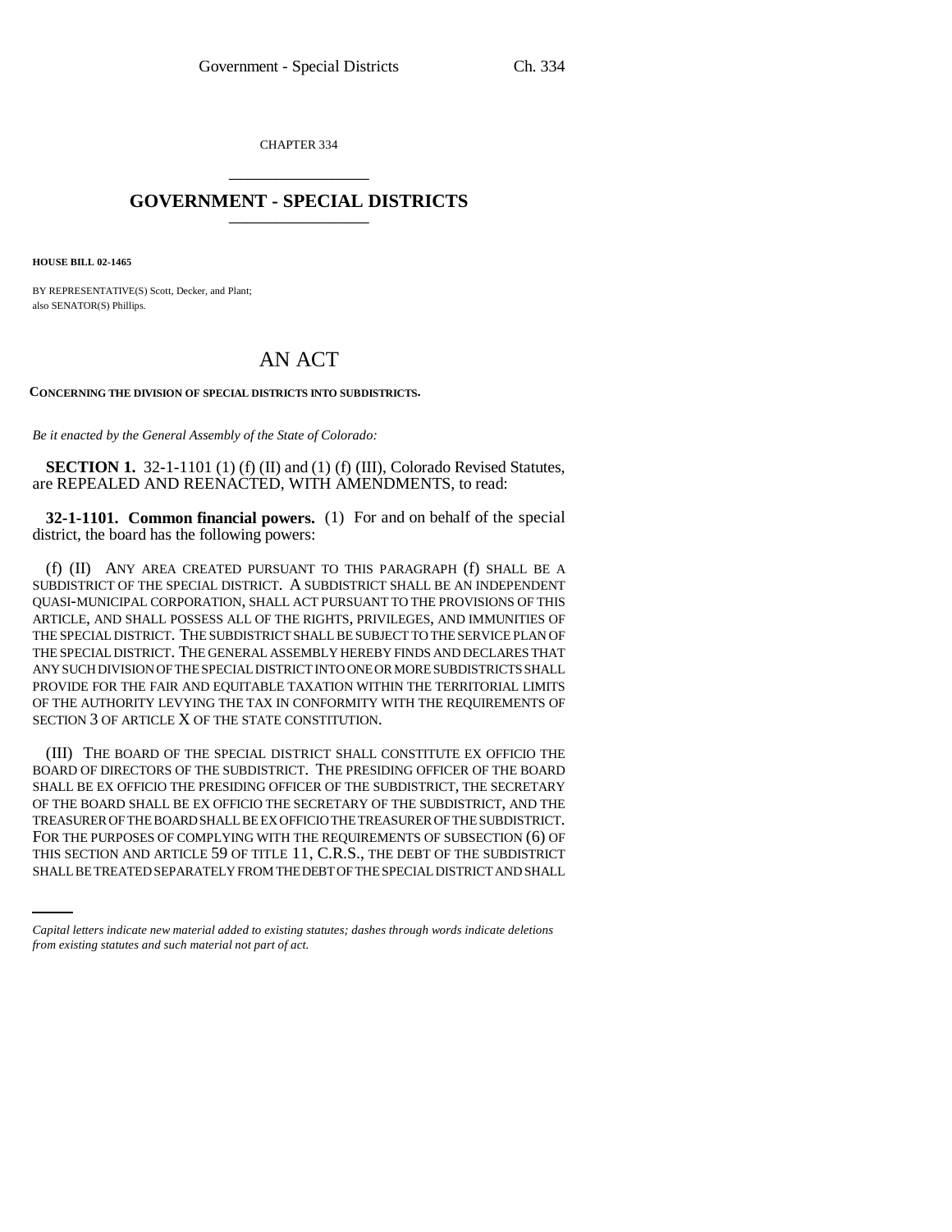CHAPTER 334

# GOVERNMENT - SPECIAL DISTRICTS

**HOUSE BILL 02-1465**

BY REPRESENTATIVE(S) Scott, Decker, and Plant;
also SENATOR(S) Phillips.

## AN ACT

**CONCERNING THE DIVISION OF SPECIAL DISTRICTS INTO SUBDISTRICTS.**

*Be it enacted by the General Assembly of the State of Colorado:*

**SECTION 1.** 32-1-1101 (1) (f) (II) and (1) (f) (III), Colorado Revised Statutes, are REPEALED AND REENACTED, WITH AMENDMENTS, to read:

**32-1-1101. Common financial powers.** (1) For and on behalf of the special district, the board has the following powers:

(f) (II) ANY AREA CREATED PURSUANT TO THIS PARAGRAPH (f) SHALL BE A SUBDISTRICT OF THE SPECIAL DISTRICT. A SUBDISTRICT SHALL BE AN INDEPENDENT QUASI-MUNICIPAL CORPORATION, SHALL ACT PURSUANT TO THE PROVISIONS OF THIS ARTICLE, AND SHALL POSSESS ALL OF THE RIGHTS, PRIVILEGES, AND IMMUNITIES OF THE SPECIAL DISTRICT. THE SUBDISTRICT SHALL BE SUBJECT TO THE SERVICE PLAN OF THE SPECIAL DISTRICT. THE GENERAL ASSEMBLY HEREBY FINDS AND DECLARES THAT ANY SUCH DIVISION OF THE SPECIAL DISTRICT INTO ONE OR MORE SUBDISTRICTS SHALL PROVIDE FOR THE FAIR AND EQUITABLE TAXATION WITHIN THE TERRITORIAL LIMITS OF THE AUTHORITY LEVYING THE TAX IN CONFORMITY WITH THE REQUIREMENTS OF SECTION 3 OF ARTICLE X OF THE STATE CONSTITUTION.

(III) THE BOARD OF THE SPECIAL DISTRICT SHALL CONSTITUTE EX OFFICIO THE BOARD OF DIRECTORS OF THE SUBDISTRICT. THE PRESIDING OFFICER OF THE BOARD SHALL BE EX OFFICIO THE PRESIDING OFFICER OF THE SUBDISTRICT, THE SECRETARY OF THE BOARD SHALL BE EX OFFICIO THE SECRETARY OF THE SUBDISTRICT, AND THE TREASURER OF THE BOARD SHALL BE EX OFFICIO THE TREASURER OF THE SUBDISTRICT. FOR THE PURPOSES OF COMPLYING WITH THE REQUIREMENTS OF SUBSECTION (6) OF THIS SECTION AND ARTICLE 59 OF TITLE 11, C.R.S., THE DEBT OF THE SUBDISTRICT SHALL BE TREATED SEPARATELY FROM THE DEBT OF THE SPECIAL DISTRICT AND SHALL

*Capital letters indicate new material added to existing statutes; dashes through words indicate deletions from existing statutes and such material not part of act.*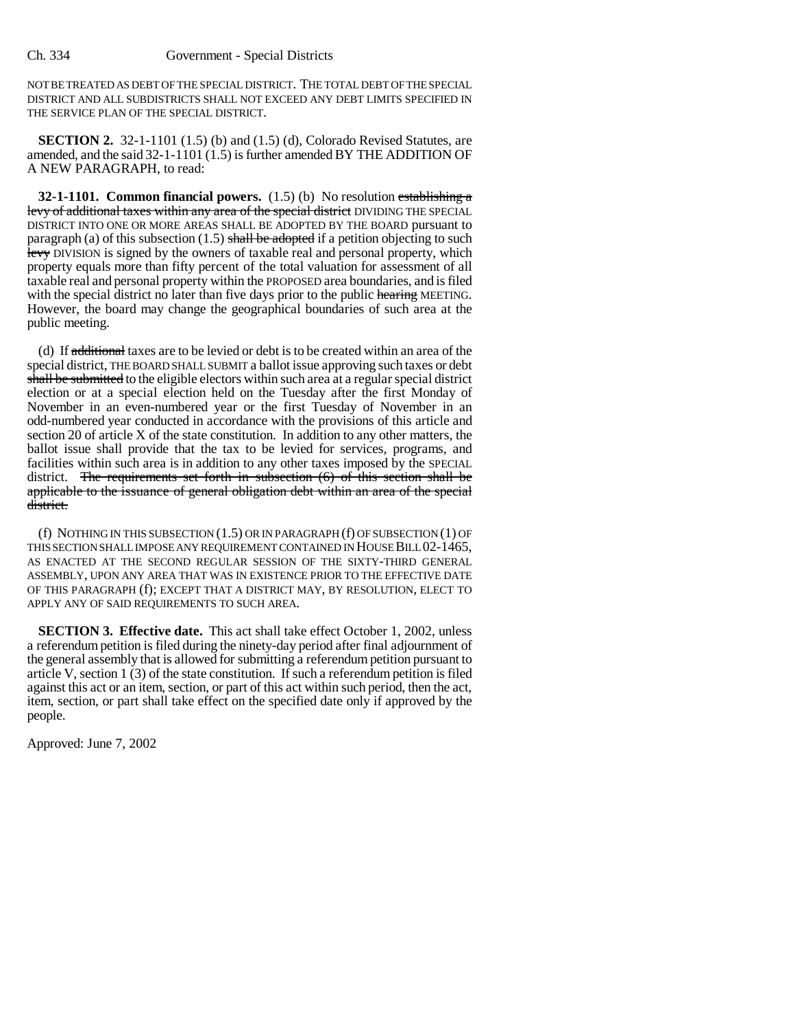NOT BE TREATED AS DEBT OF THE SPECIAL DISTRICT. THE TOTAL DEBT OF THE SPECIAL DISTRICT AND ALL SUBDISTRICTS SHALL NOT EXCEED ANY DEBT LIMITS SPECIFIED IN THE SERVICE PLAN OF THE SPECIAL DISTRICT.

**SECTION 2.** 32-1-1101 (1.5) (b) and (1.5) (d), Colorado Revised Statutes, are amended, and the said 32-1-1101 (1.5) is further amended BY THE ADDITION OF A NEW PARAGRAPH, to read:

**32-1-1101. Common financial powers.** (1.5) (b) No resolution ~~establishing a levy of additional taxes within any area of the special district~~ DIVIDING THE SPECIAL DISTRICT INTO ONE OR MORE AREAS SHALL BE ADOPTED BY THE BOARD pursuant to paragraph (a) of this subsection (1.5) ~~shall be adopted~~ if a petition objecting to such ~~levy~~ DIVISION is signed by the owners of taxable real and personal property, which property equals more than fifty percent of the total valuation for assessment of all taxable real and personal property within the PROPOSED area boundaries, and is filed with the special district no later than five days prior to the public ~~hearing~~ MEETING. However, the board may change the geographical boundaries of such area at the public meeting.

(d) If ~~additional~~ taxes are to be levied or debt is to be created within an area of the special district, THE BOARD SHALL SUBMIT a ballot issue approving such taxes or debt ~~shall be submitted~~ to the eligible electors within such area at a regular special district election or at a special election held on the Tuesday after the first Monday of November in an even-numbered year or the first Tuesday of November in an odd-numbered year conducted in accordance with the provisions of this article and section 20 of article X of the state constitution. In addition to any other matters, the ballot issue shall provide that the tax to be levied for services, programs, and facilities within such area is in addition to any other taxes imposed by the SPECIAL district. ~~The requirements set forth in subsection (6) of this section shall be applicable to the issuance of general obligation debt within an area of the special district.~~

(f) NOTHING IN THIS SUBSECTION (1.5) OR IN PARAGRAPH (f) OF SUBSECTION (1) OF THIS SECTION SHALL IMPOSE ANY REQUIREMENT CONTAINED IN HOUSE BILL 02-1465, AS ENACTED AT THE SECOND REGULAR SESSION OF THE SIXTY-THIRD GENERAL ASSEMBLY, UPON ANY AREA THAT WAS IN EXISTENCE PRIOR TO THE EFFECTIVE DATE OF THIS PARAGRAPH (f); EXCEPT THAT A DISTRICT MAY, BY RESOLUTION, ELECT TO APPLY ANY OF SAID REQUIREMENTS TO SUCH AREA.

**SECTION 3. Effective date.** This act shall take effect October 1, 2002, unless a referendum petition is filed during the ninety-day period after final adjournment of the general assembly that is allowed for submitting a referendum petition pursuant to article V, section 1 (3) of the state constitution. If such a referendum petition is filed against this act or an item, section, or part of this act within such period, then the act, item, section, or part shall take effect on the specified date only if approved by the people.

Approved: June 7, 2002